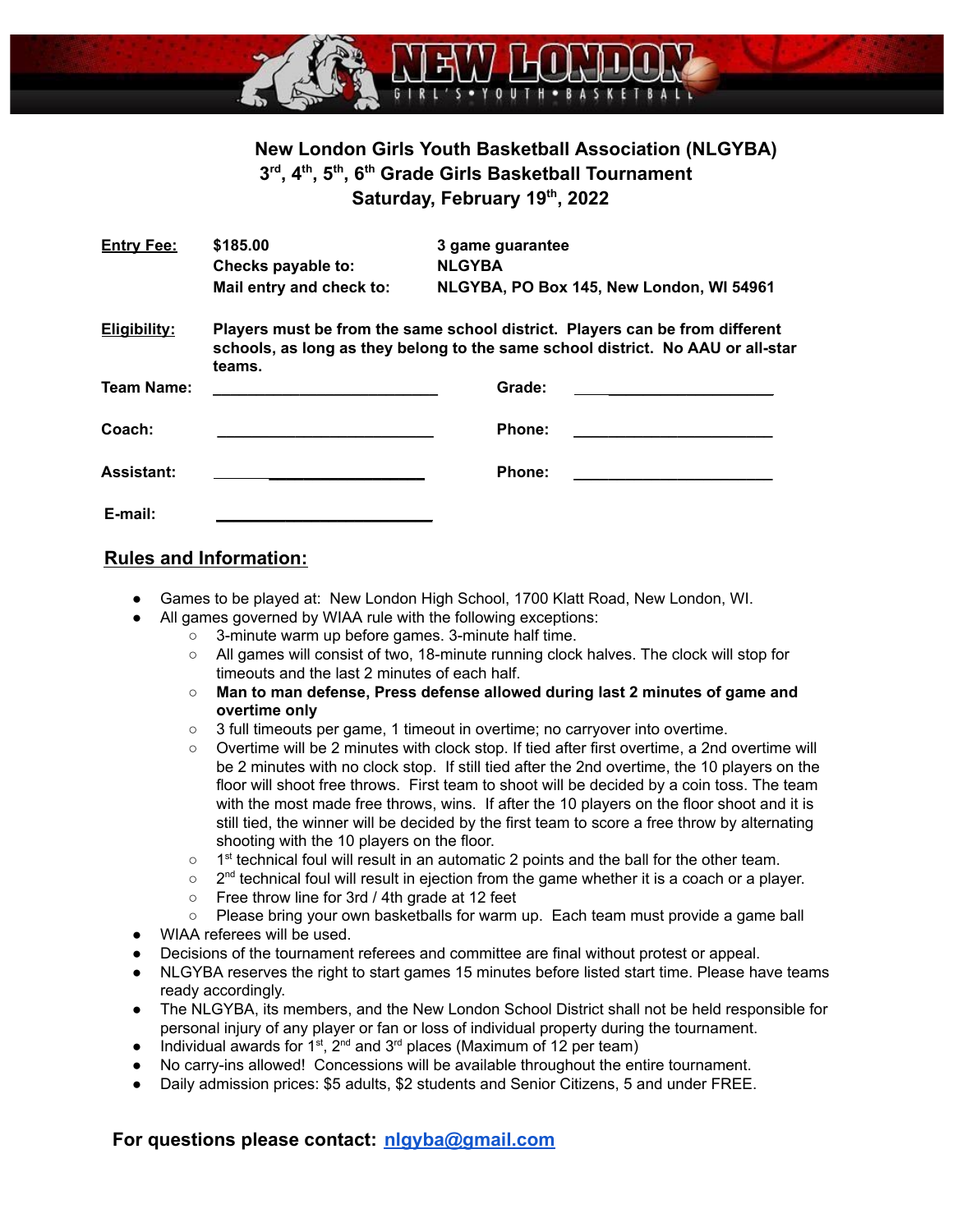# New London Girls Youth Basketball Association (NLGYBA)

## 3rd, 4th, 5th, 6th Grade Girls Basketball Tournament

## Saturday, February 19th, 2022

**Entry Fee:** **$185.00** — **3 game guarantee**

**Checks payable to:** **NLGYBA**

**Mail entry and check to:** **NLGYBA, PO Box 145, New London, WI 54961**

**Eligibility:** **Players must be from the same school district. Players can be from different schools, as long as they belong to the same school district. No AAU or all-star teams.**

**Team Name:** ________________________ **Grade:** ________________________

**Coach:** ________________________ **Phone:** ________________________

**Assistant:** ________________________ **Phone:** ________________________

**E-mail:** ________________________

## Rules and Information:

- Games to be played at: New London High School, 1700 Klatt Road, New London, WI.
- All games governed by WIAA rule with the following exceptions:
  - 3-minute warm up before games. 3-minute half time.
  - All games will consist of two, 18-minute running clock halves. The clock will stop for timeouts and the last 2 minutes of each half.
  - **Man to man defense, Press defense allowed during last 2 minutes of game and overtime only**
  - 3 full timeouts per game, 1 timeout in overtime; no carryover into overtime.
  - Overtime will be 2 minutes with clock stop. If tied after first overtime, a 2nd overtime will be 2 minutes with no clock stop. If still tied after the 2nd overtime, the 10 players on the floor will shoot free throws. First team to shoot will be decided by a coin toss. The team with the most made free throws, wins. If after the 10 players on the floor shoot and it is still tied, the winner will be decided by the first team to score a free throw by alternating shooting with the 10 players on the floor.
  - 1st technical foul will result in an automatic 2 points and the ball for the other team.
  - 2nd technical foul will result in ejection from the game whether it is a coach or a player.
  - Free throw line for 3rd / 4th grade at 12 feet
  - Please bring your own basketballs for warm up. Each team must provide a game ball
- WIAA referees will be used.
- Decisions of the tournament referees and committee are final without protest or appeal.
- NLGYBA reserves the right to start games 15 minutes before listed start time. Please have teams ready accordingly.
- The NLGYBA, its members, and the New London School District shall not be held responsible for personal injury of any player or fan or loss of individual property during the tournament.
- Individual awards for 1st, 2nd and 3rd places (Maximum of 12 per team)
- No carry-ins allowed! Concessions will be available throughout the entire tournament.
- Daily admission prices: $5 adults, $2 students and Senior Citizens, 5 and under FREE.

**For questions please contact: nlgyba@gmail.com**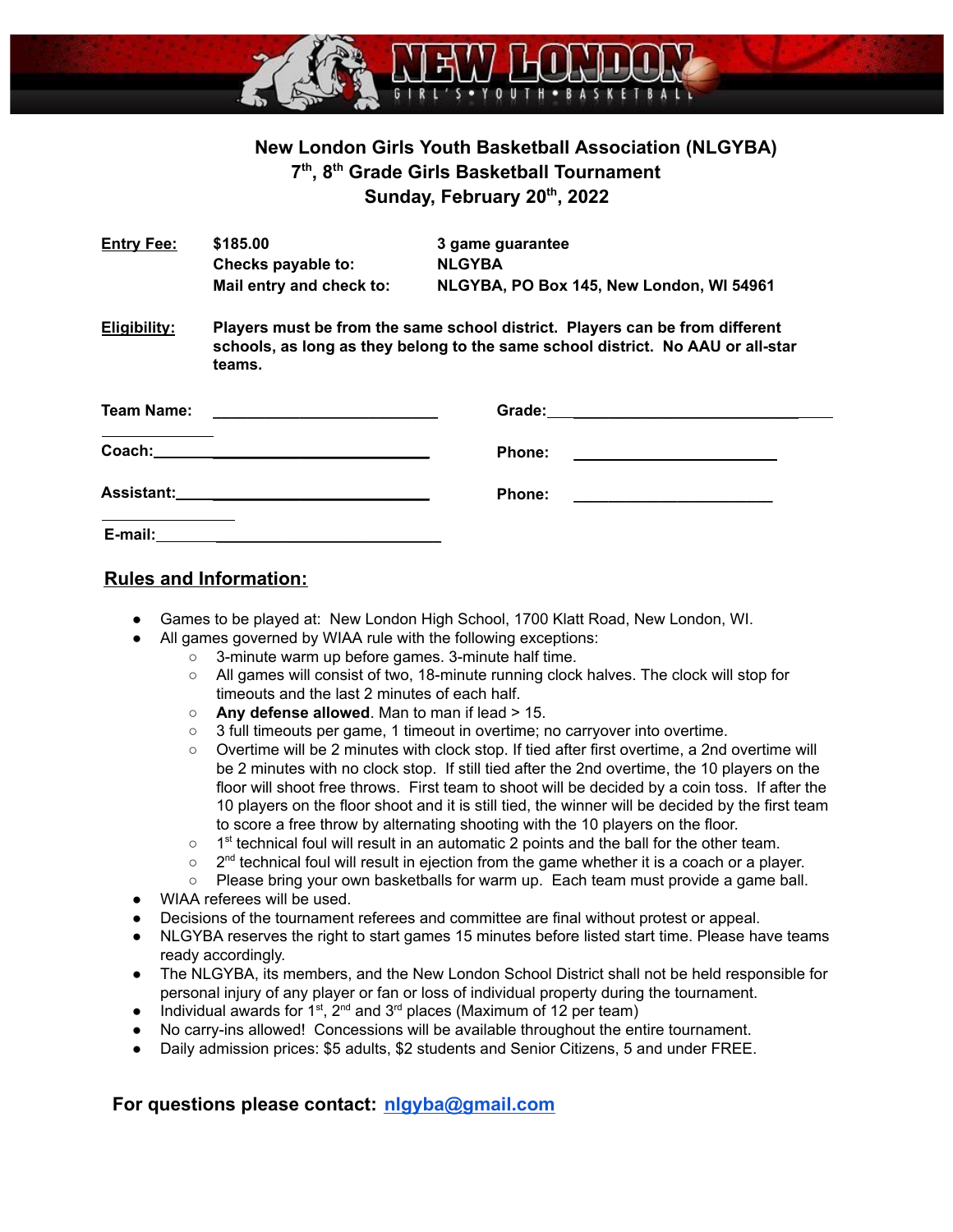**NEW LONDON GIRL'S • YOUTH • BASKETBALL**

## New London Girls Youth Basketball Association (NLGYBA)
## 7th, 8th Grade Girls Basketball Tournament
## Sunday, February 20th, 2022

| | | |
|---|---|---|
| **Entry Fee:** | **$185.00** | **3 game guarantee** |
| | **Checks payable to:** | **NLGYBA** |
| | **Mail entry and check to:** | **NLGYBA, PO Box 145, New London, WI 54961** |

**Eligibility:** **Players must be from the same school district. Players can be from different schools, as long as they belong to the same school district. No AAU or all-star teams.**

**Team Name:** ____________________________ **Grade:** ____________________________

**Coach:** ____________________________ **Phone:** ________________________

**Assistant:** ____________________________ **Phone:** ________________________

**E-mail:** ____________________________

## Rules and Information:

- Games to be played at: New London High School, 1700 Klatt Road, New London, WI.
- All games governed by WIAA rule with the following exceptions:
  - 3-minute warm up before games. 3-minute half time.
  - All games will consist of two, 18-minute running clock halves. The clock will stop for timeouts and the last 2 minutes of each half.
  - **Any defense allowed**. Man to man if lead > 15.
  - 3 full timeouts per game, 1 timeout in overtime; no carryover into overtime.
  - Overtime will be 2 minutes with clock stop. If tied after first overtime, a 2nd overtime will be 2 minutes with no clock stop. If still tied after the 2nd overtime, the 10 players on the floor will shoot free throws. First team to shoot will be decided by a coin toss. If after the 10 players on the floor shoot and it is still tied, the winner will be decided by the first team to score a free throw by alternating shooting with the 10 players on the floor.
  - 1st technical foul will result in an automatic 2 points and the ball for the other team.
  - 2nd technical foul will result in ejection from the game whether it is a coach or a player.
  - Please bring your own basketballs for warm up. Each team must provide a game ball.
- WIAA referees will be used.
- Decisions of the tournament referees and committee are final without protest or appeal.
- NLGYBA reserves the right to start games 15 minutes before listed start time. Please have teams ready accordingly.
- The NLGYBA, its members, and the New London School District shall not be held responsible for personal injury of any player or fan or loss of individual property during the tournament.
- Individual awards for 1st, 2nd and 3rd places (Maximum of 12 per team)
- No carry-ins allowed! Concessions will be available throughout the entire tournament.
- Daily admission prices: $5 adults, $2 students and Senior Citizens, 5 and under FREE.

**For questions please contact: nlgyba@gmail.com**